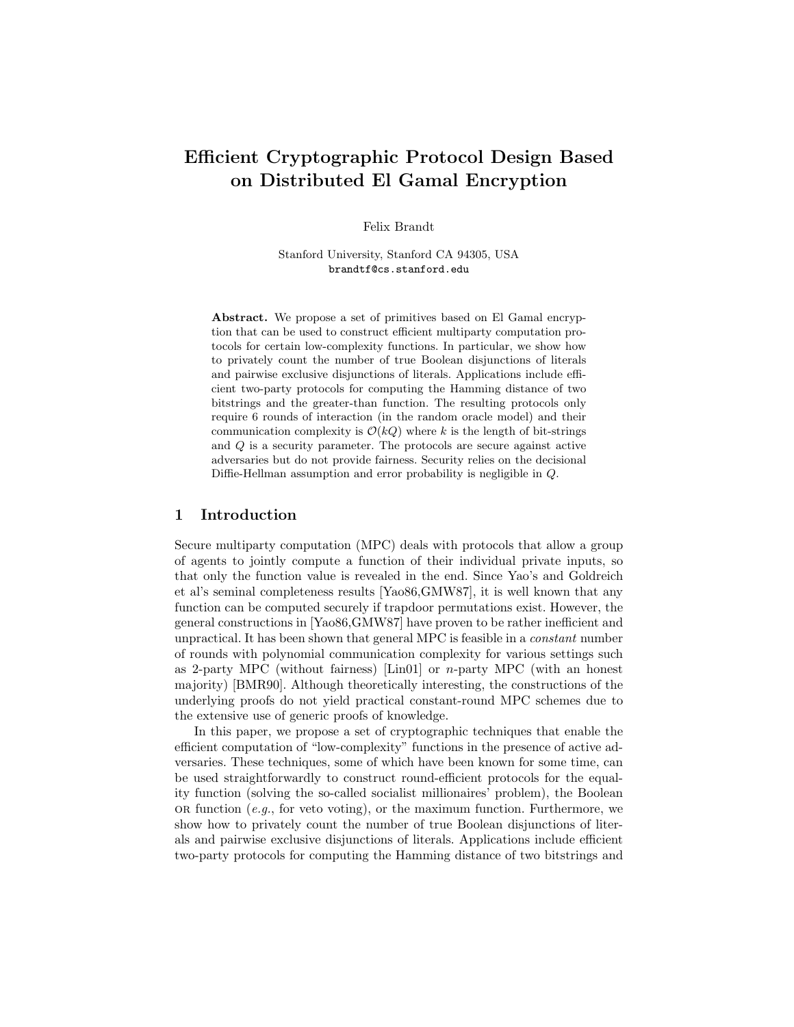# Efficient Cryptographic Protocol Design Based on Distributed El Gamal Encryption

Felix Brandt

Stanford University, Stanford CA 94305, USA
brandtf@cs.stanford.edu

**Abstract.** We propose a set of primitives based on El Gamal encryption that can be used to construct efficient multiparty computation protocols for certain low-complexity functions. In particular, we show how to privately count the number of true Boolean disjunctions of literals and pairwise exclusive disjunctions of literals. Applications include efficient two-party protocols for computing the Hamming distance of two bitstrings and the greater-than function. The resulting protocols only require 6 rounds of interaction (in the random oracle model) and their communication complexity is $\mathcal{O}(kQ)$ where $k$ is the length of bit-strings and $Q$ is a security parameter. The protocols are secure against active adversaries but do not provide fairness. Security relies on the decisional Diffie-Hellman assumption and error probability is negligible in $Q$.

## 1 Introduction

Secure multiparty computation (MPC) deals with protocols that allow a group of agents to jointly compute a function of their individual private inputs, so that only the function value is revealed in the end. Since Yao's and Goldreich et al's seminal completeness results [Yao86,GMW87], it is well known that any function can be computed securely if trapdoor permutations exist. However, the general constructions in [Yao86,GMW87] have proven to be rather inefficient and unpractical. It has been shown that general MPC is feasible in a *constant* number of rounds with polynomial communication complexity for various settings such as 2-party MPC (without fairness) [Lin01] or $n$-party MPC (with an honest majority) [BMR90]. Although theoretically interesting, the constructions of the underlying proofs do not yield practical constant-round MPC schemes due to the extensive use of generic proofs of knowledge.

In this paper, we propose a set of cryptographic techniques that enable the efficient computation of "low-complexity" functions in the presence of active adversaries. These techniques, some of which have been known for some time, can be used straightforwardly to construct round-efficient protocols for the equality function (solving the so-called socialist millionaires' problem), the Boolean OR function (*e.g.*, for veto voting), or the maximum function. Furthermore, we show how to privately count the number of true Boolean disjunctions of literals and pairwise exclusive disjunctions of literals. Applications include efficient two-party protocols for computing the Hamming distance of two bitstrings and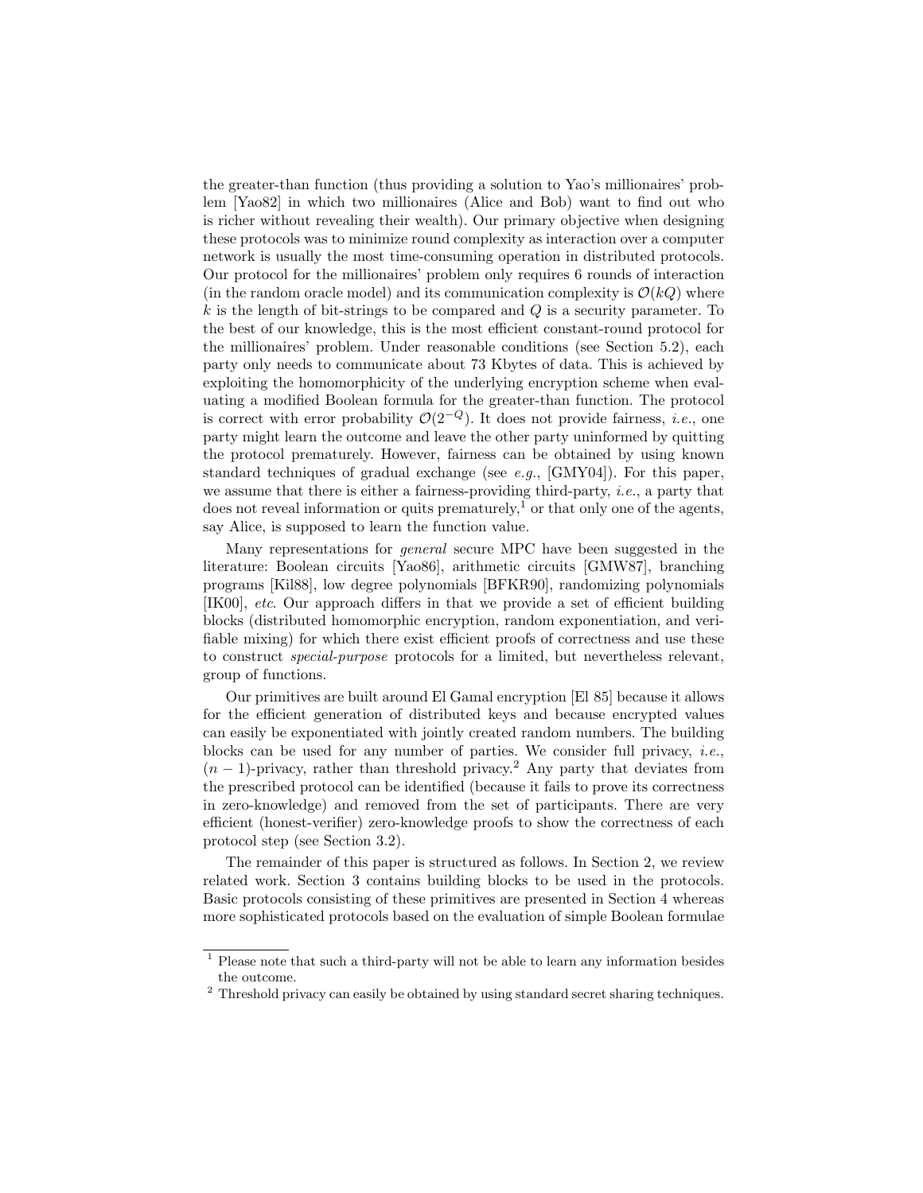the greater-than function (thus providing a solution to Yao's millionaires' problem [Yao82] in which two millionaires (Alice and Bob) want to find out who is richer without revealing their wealth). Our primary objective when designing these protocols was to minimize round complexity as interaction over a computer network is usually the most time-consuming operation in distributed protocols. Our protocol for the millionaires' problem only requires 6 rounds of interaction (in the random oracle model) and its communication complexity is $\mathcal{O}(kQ)$ where $k$ is the length of bit-strings to be compared and $Q$ is a security parameter. To the best of our knowledge, this is the most efficient constant-round protocol for the millionaires' problem. Under reasonable conditions (see Section 5.2), each party only needs to communicate about 73 Kbytes of data. This is achieved by exploiting the homomorphicity of the underlying encryption scheme when evaluating a modified Boolean formula for the greater-than function. The protocol is correct with error probability $\mathcal{O}(2^{-Q})$. It does not provide fairness, *i.e.*, one party might learn the outcome and leave the other party uninformed by quitting the protocol prematurely. However, fairness can be obtained by using known standard techniques of gradual exchange (see *e.g.*, [GMY04]). For this paper, we assume that there is either a fairness-providing third-party, *i.e.*, a party that does not reveal information or quits prematurely,[1] or that only one of the agents, say Alice, is supposed to learn the function value.

Many representations for *general* secure MPC have been suggested in the literature: Boolean circuits [Yao86], arithmetic circuits [GMW87], branching programs [Kil88], low degree polynomials [BFKR90], randomizing polynomials [IK00], *etc.* Our approach differs in that we provide a set of efficient building blocks (distributed homomorphic encryption, random exponentiation, and verifiable mixing) for which there exist efficient proofs of correctness and use these to construct *special-purpose* protocols for a limited, but nevertheless relevant, group of functions.

Our primitives are built around El Gamal encryption [El 85] because it allows for the efficient generation of distributed keys and because encrypted values can easily be exponentiated with jointly created random numbers. The building blocks can be used for any number of parties. We consider full privacy, *i.e.*, $(n-1)$-privacy, rather than threshold privacy.[2] Any party that deviates from the prescribed protocol can be identified (because it fails to prove its correctness in zero-knowledge) and removed from the set of participants. There are very efficient (honest-verifier) zero-knowledge proofs to show the correctness of each protocol step (see Section 3.2).

The remainder of this paper is structured as follows. In Section 2, we review related work. Section 3 contains building blocks to be used in the protocols. Basic protocols consisting of these primitives are presented in Section 4 whereas more sophisticated protocols based on the evaluation of simple Boolean formulae

---

[1] Please note that such a third-party will not be able to learn any information besides the outcome.

[2] Threshold privacy can easily be obtained by using standard secret sharing techniques.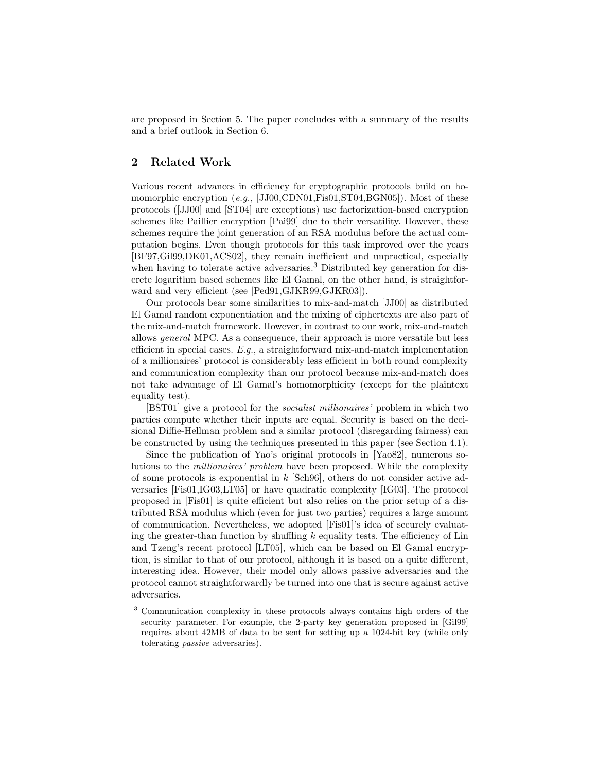are proposed in Section 5. The paper concludes with a summary of the results and a brief outlook in Section 6.

## 2 Related Work

Various recent advances in efficiency for cryptographic protocols build on homomorphic encryption (*e.g.*, [JJ00,CDN01,Fis01,ST04,BGN05]). Most of these protocols ([JJ00] and [ST04] are exceptions) use factorization-based encryption schemes like Paillier encryption [Pai99] due to their versatility. However, these schemes require the joint generation of an RSA modulus before the actual computation begins. Even though protocols for this task improved over the years [BF97,Gil99,DK01,ACS02], they remain inefficient and unpractical, especially when having to tolerate active adversaries.[3] Distributed key generation for discrete logarithm based schemes like El Gamal, on the other hand, is straightforward and very efficient (see [Ped91,GJKR99,GJKR03]).

Our protocols bear some similarities to mix-and-match [JJ00] as distributed El Gamal random exponentiation and the mixing of ciphertexts are also part of the mix-and-match framework. However, in contrast to our work, mix-and-match allows *general* MPC. As a consequence, their approach is more versatile but less efficient in special cases. *E.g.*, a straightforward mix-and-match implementation of a millionaires' protocol is considerably less efficient in both round complexity and communication complexity than our protocol because mix-and-match does not take advantage of El Gamal's homomorphicity (except for the plaintext equality test).

[BST01] give a protocol for the *socialist millionaires'* problem in which two parties compute whether their inputs are equal. Security is based on the decisional Diffie-Hellman problem and a similar protocol (disregarding fairness) can be constructed by using the techniques presented in this paper (see Section 4.1).

Since the publication of Yao's original protocols in [Yao82], numerous solutions to the *millionaires' problem* have been proposed. While the complexity of some protocols is exponential in $k$ [Sch96], others do not consider active adversaries [Fis01,IG03,LT05] or have quadratic complexity [IG03]. The protocol proposed in [Fis01] is quite efficient but also relies on the prior setup of a distributed RSA modulus which (even for just two parties) requires a large amount of communication. Nevertheless, we adopted [Fis01]'s idea of securely evaluating the greater-than function by shuffling $k$ equality tests. The efficiency of Lin and Tzeng's recent protocol [LT05], which can be based on El Gamal encryption, is similar to that of our protocol, although it is based on a quite different, interesting idea. However, their model only allows passive adversaries and the protocol cannot straightforwardly be turned into one that is secure against active adversaries.

[3] Communication complexity in these protocols always contains high orders of the security parameter. For example, the 2-party key generation proposed in [Gil99] requires about 42MB of data to be sent for setting up a 1024-bit key (while only tolerating *passive* adversaries).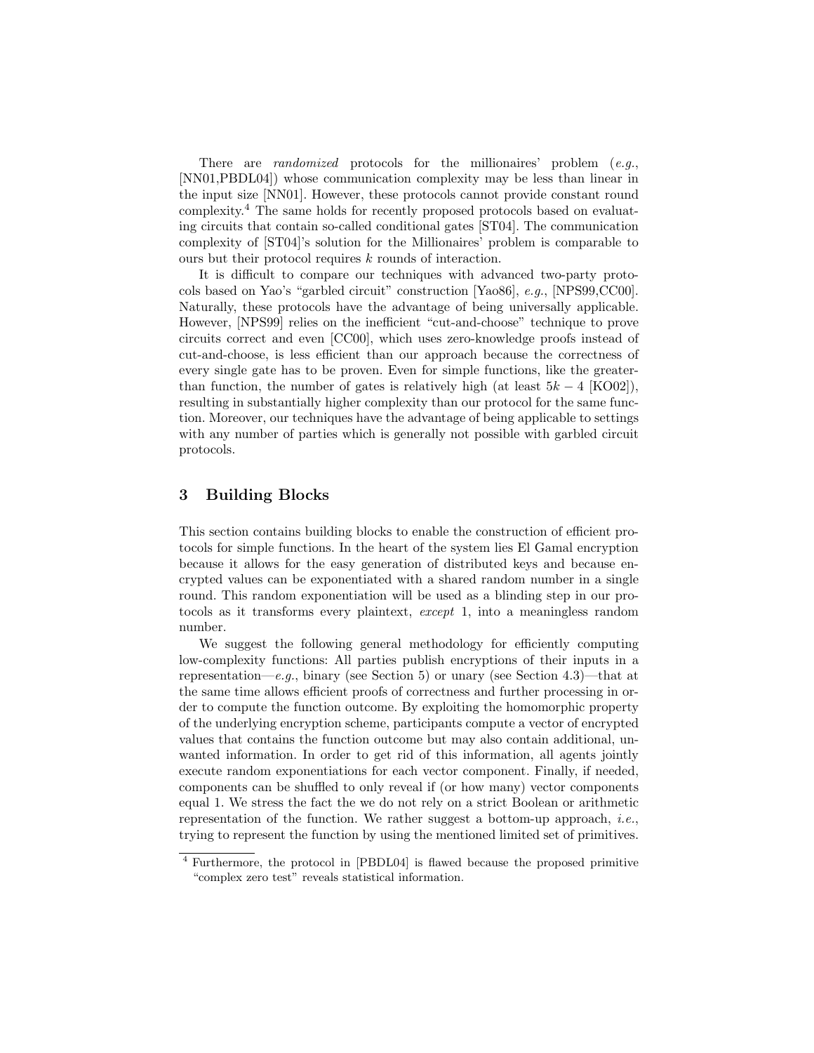There are *randomized* protocols for the millionaires' problem (*e.g.*, [NN01,PBDL04]) whose communication complexity may be less than linear in the input size [NN01]. However, these protocols cannot provide constant round complexity.[4] The same holds for recently proposed protocols based on evaluating circuits that contain so-called conditional gates [ST04]. The communication complexity of [ST04]'s solution for the Millionaires' problem is comparable to ours but their protocol requires $k$ rounds of interaction.

It is difficult to compare our techniques with advanced two-party protocols based on Yao's "garbled circuit" construction [Yao86], *e.g.*, [NPS99,CC00]. Naturally, these protocols have the advantage of being universally applicable. However, [NPS99] relies on the inefficient "cut-and-choose" technique to prove circuits correct and even [CC00], which uses zero-knowledge proofs instead of cut-and-choose, is less efficient than our approach because the correctness of every single gate has to be proven. Even for simple functions, like the greater-than function, the number of gates is relatively high (at least $5k - 4$ [KO02]), resulting in substantially higher complexity than our protocol for the same function. Moreover, our techniques have the advantage of being applicable to settings with any number of parties which is generally not possible with garbled circuit protocols.

## 3 Building Blocks

This section contains building blocks to enable the construction of efficient protocols for simple functions. In the heart of the system lies El Gamal encryption because it allows for the easy generation of distributed keys and because encrypted values can be exponentiated with a shared random number in a single round. This random exponentiation will be used as a blinding step in our protocols as it transforms every plaintext, *except* 1, into a meaningless random number.

We suggest the following general methodology for efficiently computing low-complexity functions: All parties publish encryptions of their inputs in a representation—*e.g.*, binary (see Section 5) or unary (see Section 4.3)—that at the same time allows efficient proofs of correctness and further processing in order to compute the function outcome. By exploiting the homomorphic property of the underlying encryption scheme, participants compute a vector of encrypted values that contains the function outcome but may also contain additional, unwanted information. In order to get rid of this information, all agents jointly execute random exponentiations for each vector component. Finally, if needed, components can be shuffled to only reveal if (or how many) vector components equal 1. We stress the fact the we do not rely on a strict Boolean or arithmetic representation of the function. We rather suggest a bottom-up approach, *i.e.*, trying to represent the function by using the mentioned limited set of primitives.

[4] Furthermore, the protocol in [PBDL04] is flawed because the proposed primitive "complex zero test" reveals statistical information.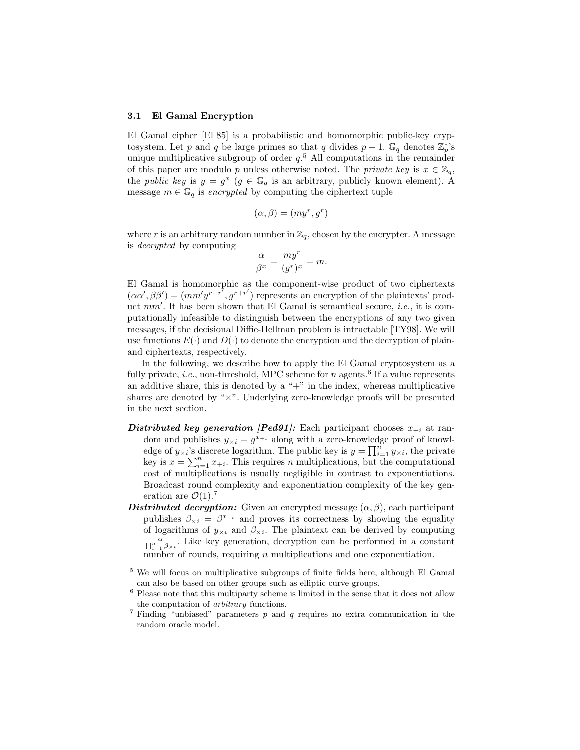### 3.1 El Gamal Encryption

El Gamal cipher [El 85] is a probabilistic and homomorphic public-key cryptosystem. Let $p$ and $q$ be large primes so that $q$ divides $p-1$. $\mathbb{G}_q$ denotes $\mathbb{Z}_p^*$'s unique multiplicative subgroup of order $q$.[5] All computations in the remainder of this paper are modulo $p$ unless otherwise noted. The *private key* is $x \in \mathbb{Z}_q$, the *public key* is $y = g^x$ ($g \in \mathbb{G}_q$ is an arbitrary, publicly known element). A message $m \in \mathbb{G}_q$ is *encrypted* by computing the ciphertext tuple

$$(\alpha, \beta) = (my^r, g^r)$$

where $r$ is an arbitrary random number in $\mathbb{Z}_q$, chosen by the encrypter. A message is *decrypted* by computing

$$\frac{\alpha}{\beta^x} = \frac{my^r}{(g^r)^x} = m.$$

El Gamal is homomorphic as the component-wise product of two ciphertexts $(\alpha\alpha', \beta\beta') = (mm'y^{r+r'}, g^{r+r'})$ represents an encryption of the plaintexts' product $mm'$. It has been shown that El Gamal is semantical secure, *i.e.*, it is computationally infeasible to distinguish between the encryptions of any two given messages, if the decisional Diffie-Hellman problem is intractable [TY98]. We will use functions $E(\cdot)$ and $D(\cdot)$ to denote the encryption and the decryption of plain- and ciphertexts, respectively.

In the following, we describe how to apply the El Gamal cryptosystem as a fully private, *i.e.*, non-threshold, MPC scheme for $n$ agents.[6] If a value represents an additive share, this is denoted by a "+" in the index, whereas multiplicative shares are denoted by "$\times$". Underlying zero-knowledge proofs will be presented in the next section.

- ***Distributed key generation [Ped91]:*** Each participant chooses $x_{+i}$ at random and publishes $y_{\times i} = g^{x_{+i}}$ along with a zero-knowledge proof of knowledge of $y_{\times i}$'s discrete logarithm. The public key is $y = \prod_{i=1}^{n} y_{\times i}$, the private key is $x = \sum_{i=1}^{n} x_{+i}$. This requires $n$ multiplications, but the computational cost of multiplications is usually negligible in contrast to exponentiations. Broadcast round complexity and exponentiation complexity of the key generation are $\mathcal{O}(1)$.[7]
- ***Distributed decryption:*** Given an encrypted message $(\alpha, \beta)$, each participant publishes $\beta_{\times i} = \beta^{x_{+i}}$ and proves its correctness by showing the equality of logarithms of $y_{\times i}$ and $\beta_{\times i}$. The plaintext can be derived by computing $\frac{\alpha}{\prod_{i=1}^{n} \beta_{\times i}}$. Like key generation, decryption can be performed in a constant number of rounds, requiring $n$ multiplications and one exponentiation.

[5] We will focus on multiplicative subgroups of finite fields here, although El Gamal can also be based on other groups such as elliptic curve groups.

[6] Please note that this multiparty scheme is limited in the sense that it does not allow the computation of *arbitrary* functions.

[7] Finding "unbiased" parameters $p$ and $q$ requires no extra communication in the random oracle model.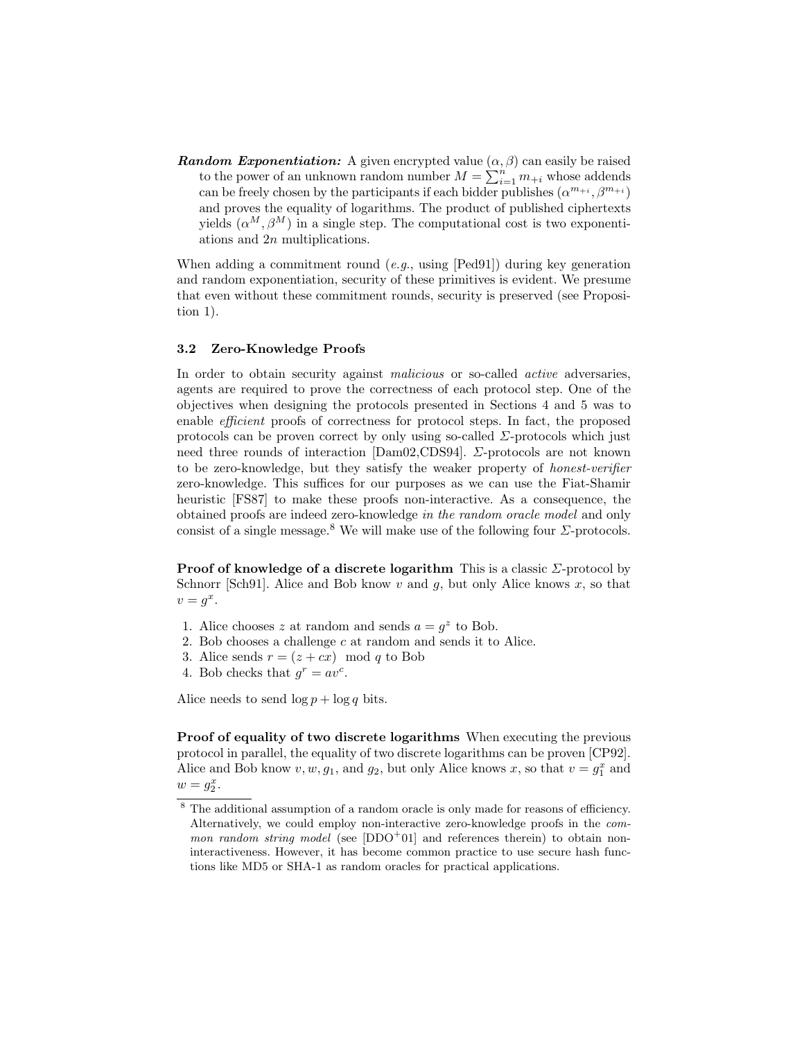**_Random Exponentiation:_** A given encrypted value $(\alpha, \beta)$ can easily be raised to the power of an unknown random number $M = \sum_{i=1}^{n} m_{+i}$ whose addends can be freely chosen by the participants if each bidder publishes $(\alpha^{m_{+i}}, \beta^{m_{+i}})$ and proves the equality of logarithms. The product of published ciphertexts yields $(\alpha^M, \beta^M)$ in a single step. The computational cost is two exponentiations and $2n$ multiplications.

When adding a commitment round (*e.g.*, using [Ped91]) during key generation and random exponentiation, security of these primitives is evident. We presume that even without these commitment rounds, security is preserved (see Proposition 1).

### 3.2 Zero-Knowledge Proofs

In order to obtain security against *malicious* or so-called *active* adversaries, agents are required to prove the correctness of each protocol step. One of the objectives when designing the protocols presented in Sections 4 and 5 was to enable *efficient* proofs of correctness for protocol steps. In fact, the proposed protocols can be proven correct by only using so-called $\Sigma$-protocols which just need three rounds of interaction [Dam02,CDS94]. $\Sigma$-protocols are not known to be zero-knowledge, but they satisfy the weaker property of *honest-verifier* zero-knowledge. This suffices for our purposes as we can use the Fiat-Shamir heuristic [FS87] to make these proofs non-interactive. As a consequence, the obtained proofs are indeed zero-knowledge *in the random oracle model* and only consist of a single message.[8] We will make use of the following four $\Sigma$-protocols.

**Proof of knowledge of a discrete logarithm** This is a classic $\Sigma$-protocol by Schnorr [Sch91]. Alice and Bob know $v$ and $g$, but only Alice knows $x$, so that $v = g^x$.

1. Alice chooses $z$ at random and sends $a = g^z$ to Bob.
2. Bob chooses a challenge $c$ at random and sends it to Alice.
3. Alice sends $r = (z + cx) \mod q$ to Bob
4. Bob checks that $g^r = av^c$.

Alice needs to send $\log p + \log q$ bits.

**Proof of equality of two discrete logarithms** When executing the previous protocol in parallel, the equality of two discrete logarithms can be proven [CP92]. Alice and Bob know $v, w, g_1$, and $g_2$, but only Alice knows $x$, so that $v = g_1^x$ and $w = g_2^x$.

[8] The additional assumption of a random oracle is only made for reasons of efficiency. Alternatively, we could employ non-interactive zero-knowledge proofs in the *common random string model* (see [DDO+01] and references therein) to obtain non-interactiveness. However, it has become common practice to use secure hash functions like MD5 or SHA-1 as random oracles for practical applications.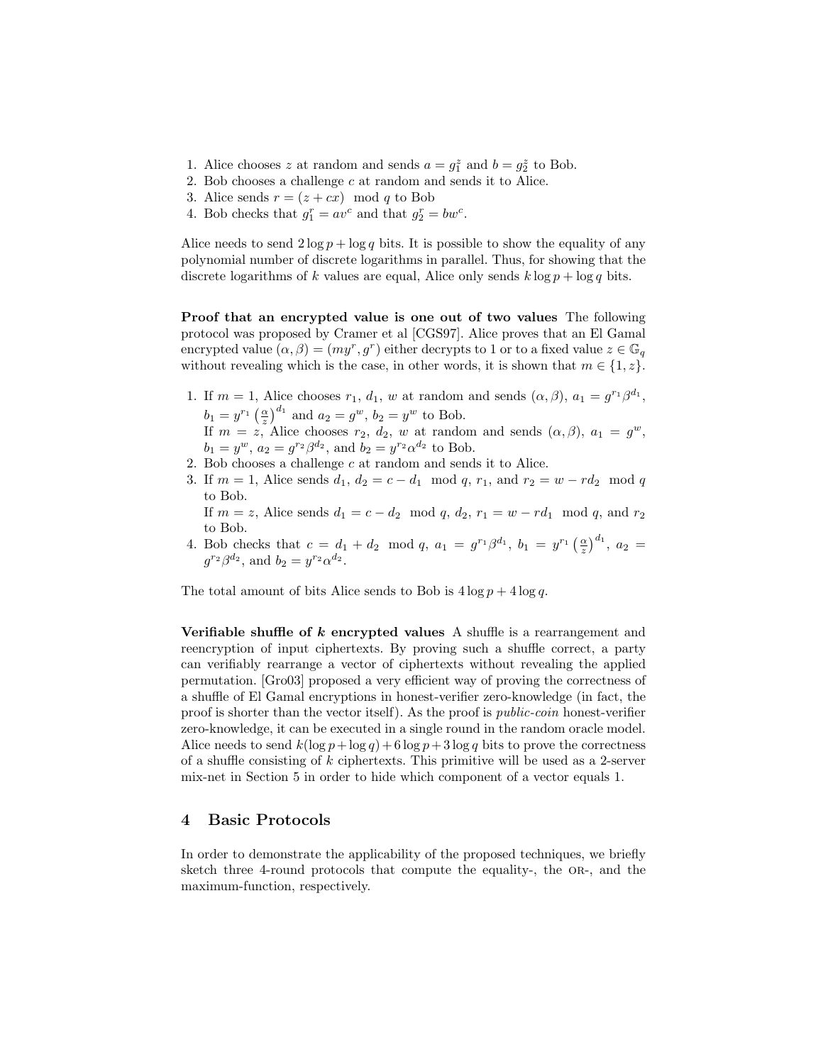1. Alice chooses $z$ at random and sends $a = g_1^z$ and $b = g_2^z$ to Bob.
2. Bob chooses a challenge $c$ at random and sends it to Alice.
3. Alice sends $r = (z + cx) \mod q$ to Bob
4. Bob checks that $g_1^r = av^c$ and that $g_2^r = bw^c$.

Alice needs to send $2 \log p + \log q$ bits. It is possible to show the equality of any polynomial number of discrete logarithms in parallel. Thus, for showing that the discrete logarithms of $k$ values are equal, Alice only sends $k \log p + \log q$ bits.

**Proof that an encrypted value is one out of two values** The following protocol was proposed by Cramer et al [CGS97]. Alice proves that an El Gamal encrypted value $(\alpha, \beta) = (my^r, g^r)$ either decrypts to 1 or to a fixed value $z \in \mathbb{G}_q$ without revealing which is the case, in other words, it is shown that $m \in \{1, z\}$.

1. If $m = 1$, Alice chooses $r_1$, $d_1$, $w$ at random and sends $(\alpha, \beta)$, $a_1 = g^{r_1}\beta^{d_1}$, $b_1 = y^{r_1}\left(\frac{\alpha}{z}\right)^{d_1}$ and $a_2 = g^w$, $b_2 = y^w$ to Bob.
   If $m = z$, Alice chooses $r_2$, $d_2$, $w$ at random and sends $(\alpha, \beta)$, $a_1 = g^w$, $b_1 = y^w$, $a_2 = g^{r_2}\beta^{d_2}$, and $b_2 = y^{r_2}\alpha^{d_2}$ to Bob.
2. Bob chooses a challenge $c$ at random and sends it to Alice.
3. If $m = 1$, Alice sends $d_1$, $d_2 = c - d_1 \mod q$, $r_1$, and $r_2 = w - rd_2 \mod q$ to Bob.
   If $m = z$, Alice sends $d_1 = c - d_2 \mod q$, $d_2$, $r_1 = w - rd_1 \mod q$, and $r_2$ to Bob.
4. Bob checks that $c = d_1 + d_2 \mod q$, $a_1 = g^{r_1}\beta^{d_1}$, $b_1 = y^{r_1}\left(\frac{\alpha}{z}\right)^{d_1}$, $a_2 = g^{r_2}\beta^{d_2}$, and $b_2 = y^{r_2}\alpha^{d_2}$.

The total amount of bits Alice sends to Bob is $4 \log p + 4 \log q$.

**Verifiable shuffle of $k$ encrypted values** A shuffle is a rearrangement and reencryption of input ciphertexts. By proving such a shuffle correct, a party can verifiably rearrange a vector of ciphertexts without revealing the applied permutation. [Gro03] proposed a very efficient way of proving the correctness of a shuffle of El Gamal encryptions in honest-verifier zero-knowledge (in fact, the proof is shorter than the vector itself). As the proof is *public-coin* honest-verifier zero-knowledge, it can be executed in a single round in the random oracle model. Alice needs to send $k(\log p + \log q) + 6 \log p + 3 \log q$ bits to prove the correctness of a shuffle consisting of $k$ ciphertexts. This primitive will be used as a 2-server mix-net in Section 5 in order to hide which component of a vector equals 1.

## 4 Basic Protocols

In order to demonstrate the applicability of the proposed techniques, we briefly sketch three 4-round protocols that compute the equality-, the OR-, and the maximum-function, respectively.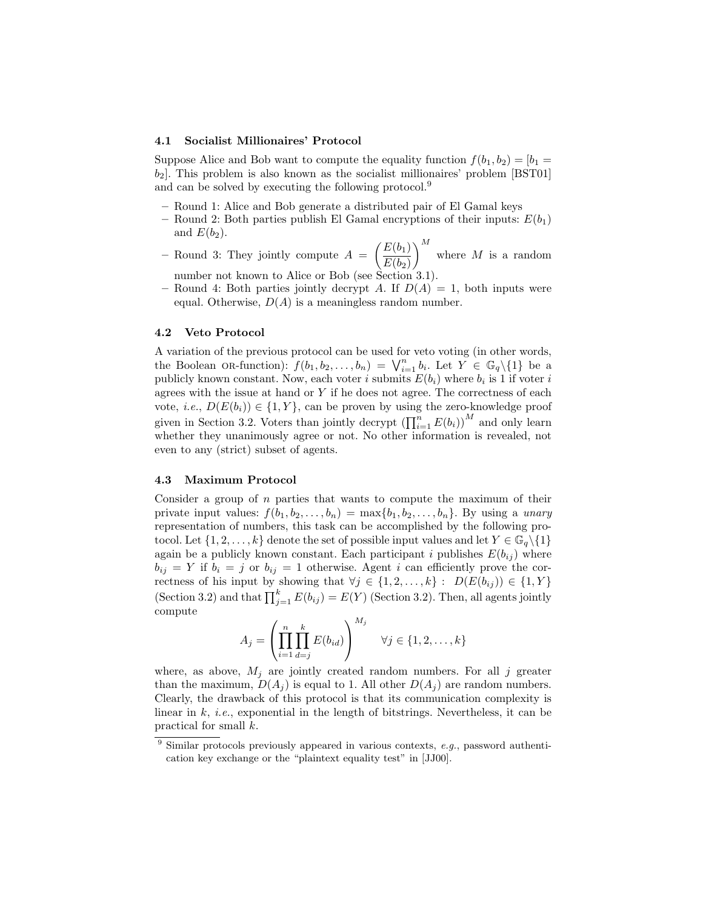### 4.1 Socialist Millionaires' Protocol

Suppose Alice and Bob want to compute the equality function $f(b_1, b_2) = [b_1 = b_2]$. This problem is also known as the socialist millionaires' problem [BST01] and can be solved by executing the following protocol.[9]

- Round 1: Alice and Bob generate a distributed pair of El Gamal keys
- Round 2: Both parties publish El Gamal encryptions of their inputs: $E(b_1)$ and $E(b_2)$.
- Round 3: They jointly compute $A = \left(\frac{E(b_1)}{E(b_2)}\right)^M$ where $M$ is a random number not known to Alice or Bob (see Section 3.1).
- Round 4: Both parties jointly decrypt $A$. If $D(A) = 1$, both inputs were equal. Otherwise, $D(A)$ is a meaningless random number.

### 4.2 Veto Protocol

A variation of the previous protocol can be used for veto voting (in other words, the Boolean OR-function): $f(b_1, b_2, \ldots, b_n) = \bigvee_{i=1}^{n} b_i$. Let $Y \in \mathbb{G}_q \backslash \{1\}$ be a publicly known constant. Now, each voter $i$ submits $E(b_i)$ where $b_i$ is 1 if voter $i$ agrees with the issue at hand or $Y$ if he does not agree. The correctness of each vote, *i.e.*, $D(E(b_i)) \in \{1, Y\}$, can be proven by using the zero-knowledge proof given in Section 3.2. Voters than jointly decrypt $(\prod_{i=1}^{n} E(b_i))^M$ and only learn whether they unanimously agree or not. No other information is revealed, not even to any (strict) subset of agents.

### 4.3 Maximum Protocol

Consider a group of $n$ parties that wants to compute the maximum of their private input values: $f(b_1, b_2, \ldots, b_n) = \max\{b_1, b_2, \ldots, b_n\}$. By using a *unary* representation of numbers, this task can be accomplished by the following protocol. Let $\{1, 2, \ldots, k\}$ denote the set of possible input values and let $Y \in \mathbb{G}_q \backslash \{1\}$ again be a publicly known constant. Each participant $i$ publishes $E(b_{ij})$ where $b_{ij} = Y$ if $b_i = j$ or $b_{ij} = 1$ otherwise. Agent $i$ can efficiently prove the correctness of his input by showing that $\forall j \in \{1, 2, \ldots, k\} : \; D(E(b_{ij})) \in \{1, Y\}$ (Section 3.2) and that $\prod_{j=1}^{k} E(b_{ij}) = E(Y)$ (Section 3.2). Then, all agents jointly compute

$$A_j = \left(\prod_{i=1}^{n} \prod_{d=j}^{k} E(b_{id})\right)^{M_j} \qquad \forall j \in \{1, 2, \ldots, k\}$$

where, as above, $M_j$ are jointly created random numbers. For all $j$ greater than the maximum, $D(A_j)$ is equal to 1. All other $D(A_j)$ are random numbers. Clearly, the drawback of this protocol is that its communication complexity is linear in $k$, *i.e.*, exponential in the length of bitstrings. Nevertheless, it can be practical for small $k$.

---

[9] Similar protocols previously appeared in various contexts, *e.g.*, password authentication key exchange or the "plaintext equality test" in [JJ00].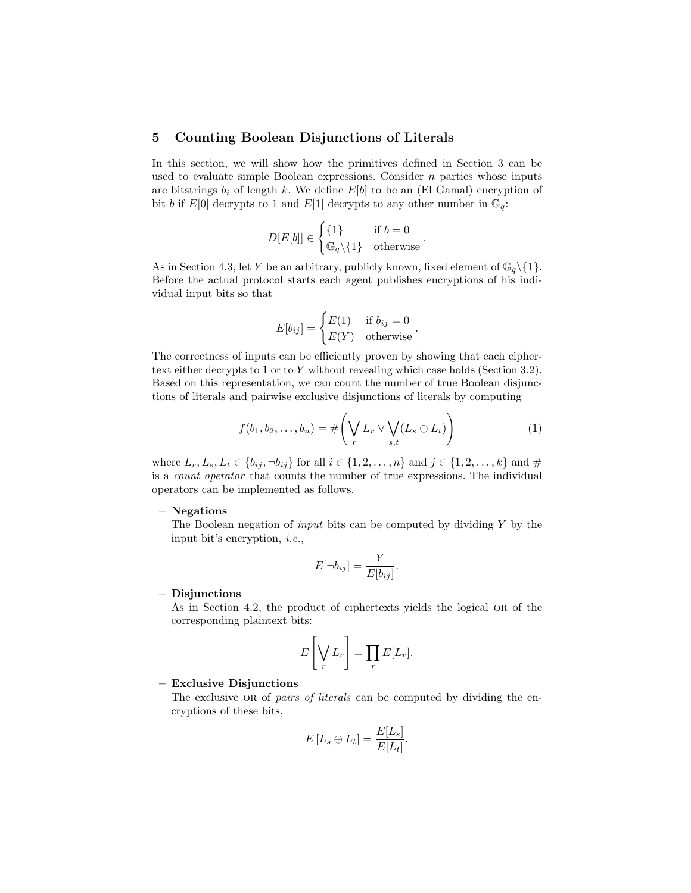## 5 Counting Boolean Disjunctions of Literals

In this section, we will show how the primitives defined in Section 3 can be used to evaluate simple Boolean expressions. Consider $n$ parties whose inputs are bitstrings $b_i$ of length $k$. We define $E[b]$ to be an (El Gamal) encryption of bit $b$ if $E[0]$ decrypts to 1 and $E[1]$ decrypts to any other number in $\mathbb{G}_q$:

$$D[E[b]] \in \begin{cases} \{1\} & \text{if } b = 0 \\ \mathbb{G}_q \backslash \{1\} & \text{otherwise} \end{cases}.$$

As in Section 4.3, let $Y$ be an arbitrary, publicly known, fixed element of $\mathbb{G}_q \backslash \{1\}$. Before the actual protocol starts each agent publishes encryptions of his individual input bits so that

$$E[b_{ij}] = \begin{cases} E(1) & \text{if } b_{ij} = 0 \\ E(Y) & \text{otherwise} \end{cases}.$$

The correctness of inputs can be efficiently proven by showing that each ciphertext either decrypts to 1 or to $Y$ without revealing which case holds (Section 3.2). Based on this representation, we can count the number of true Boolean disjunctions of literals and pairwise exclusive disjunctions of literals by computing

$$f(b_1, b_2, \ldots, b_n) = \#\left(\bigvee_r L_r \vee \bigvee_{s,t} (L_s \oplus L_t)\right) \tag{1}$$

where $L_r, L_s, L_t \in \{b_{ij}, \neg b_{ij}\}$ for all $i \in \{1, 2, \ldots, n\}$ and $j \in \{1, 2, \ldots, k\}$ and $\#$ is a *count operator* that counts the number of true expressions. The individual operators can be implemented as follows.

- **Negations**
  The Boolean negation of *input* bits can be computed by dividing $Y$ by the input bit's encryption, *i.e.*,

  $$E[\neg b_{ij}] = \frac{Y}{E[b_{ij}]}.$$

- **Disjunctions**
  As in Section 4.2, the product of ciphertexts yields the logical OR of the corresponding plaintext bits:

  $$E\left[\bigvee_r L_r\right] = \prod_r E[L_r].$$

- **Exclusive Disjunctions**
  The exclusive OR of *pairs of literals* can be computed by dividing the encryptions of these bits,

  $$E\left[L_s \oplus L_t\right] = \frac{E[L_s]}{E[L_t]}.$$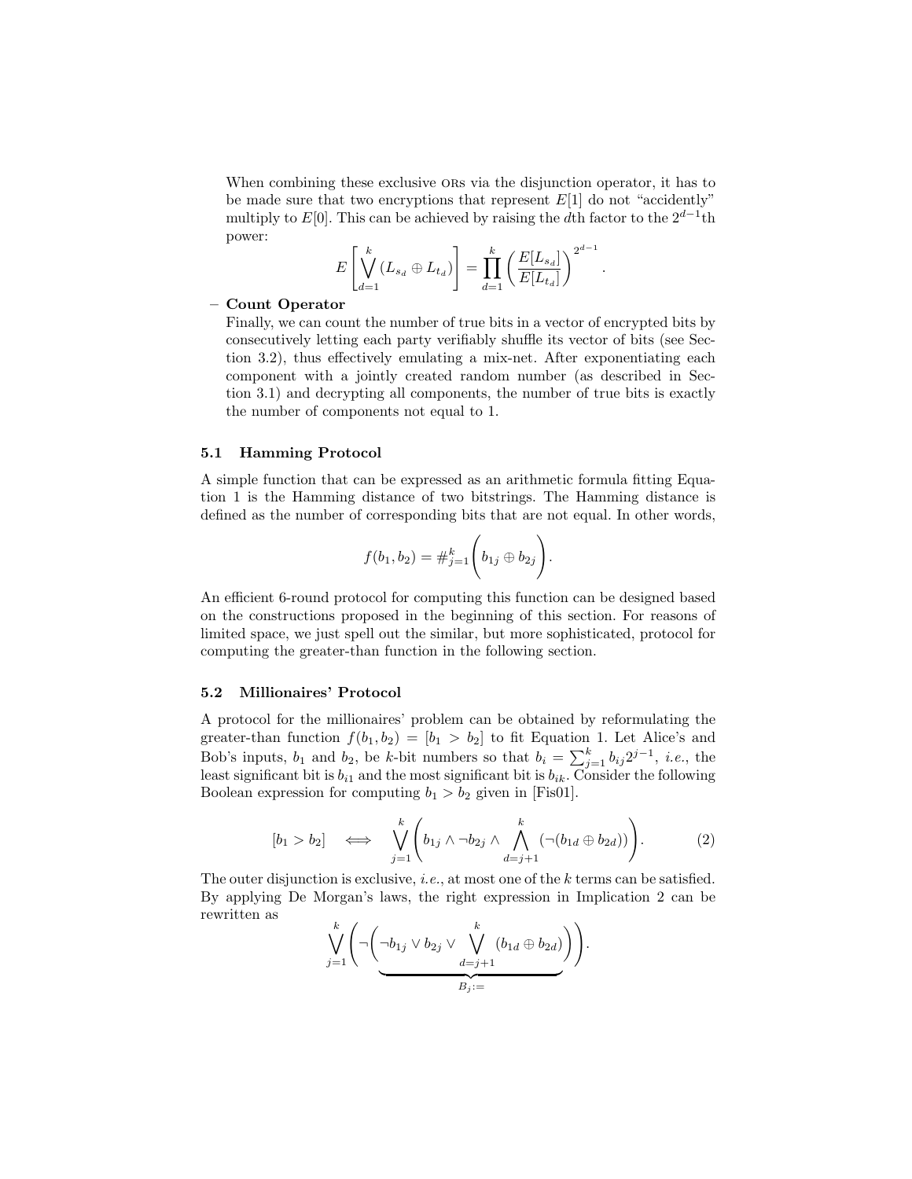When combining these exclusive ORs via the disjunction operator, it has to be made sure that two encryptions that represent $E[1]$ do not "accidently" multiply to $E[0]$. This can be achieved by raising the $d$th factor to the $2^{d-1}$th power:

$$E\left[\bigvee_{d=1}^{k}(L_{s_d} \oplus L_{t_d})\right] = \prod_{d=1}^{k}\left(\frac{E[L_{s_d}]}{E[L_{t_d}]}\right)^{2^{d-1}}.$$

– **Count Operator**
Finally, we can count the number of true bits in a vector of encrypted bits by consecutively letting each party verifiably shuffle its vector of bits (see Section 3.2), thus effectively emulating a mix-net. After exponentiating each component with a jointly created random number (as described in Section 3.1) and decrypting all components, the number of true bits is exactly the number of components not equal to 1.

### 5.1 Hamming Protocol

A simple function that can be expressed as an arithmetic formula fitting Equation 1 is the Hamming distance of two bitstrings. The Hamming distance is defined as the number of corresponding bits that are not equal. In other words,

$$f(b_1, b_2) = \#_{j=1}^{k}\Bigg(b_{1j} \oplus b_{2j}\Bigg).$$

An efficient 6-round protocol for computing this function can be designed based on the constructions proposed in the beginning of this section. For reasons of limited space, we just spell out the similar, but more sophisticated, protocol for computing the greater-than function in the following section.

### 5.2 Millionaires' Protocol

A protocol for the millionaires' problem can be obtained by reformulating the greater-than function $f(b_1, b_2) = [b_1 > b_2]$ to fit Equation 1. Let Alice's and Bob's inputs, $b_1$ and $b_2$, be $k$-bit numbers so that $b_i = \sum_{j=1}^{k} b_{ij}2^{j-1}$, *i.e.*, the least significant bit is $b_{i1}$ and the most significant bit is $b_{ik}$. Consider the following Boolean expression for computing $b_1 > b_2$ given in [Fis01].

$$[b_1 > b_2] \iff \bigvee_{j=1}^{k}\Bigg(b_{1j} \wedge \neg b_{2j} \wedge \bigwedge_{d=j+1}^{k}(\neg(b_{1d} \oplus b_{2d}))\Bigg). \tag{2}$$

The outer disjunction is exclusive, *i.e.*, at most one of the $k$ terms can be satisfied. By applying De Morgan's laws, the right expression in Implication 2 can be rewritten as

$$\bigvee_{j=1}^{k}\Bigg(\neg\underbrace{\Bigg(\neg b_{1j} \vee b_{2j} \vee \bigvee_{d=j+1}^{k}(b_{1d} \oplus b_{2d})\Bigg)}_{B_j :=}\Bigg).$$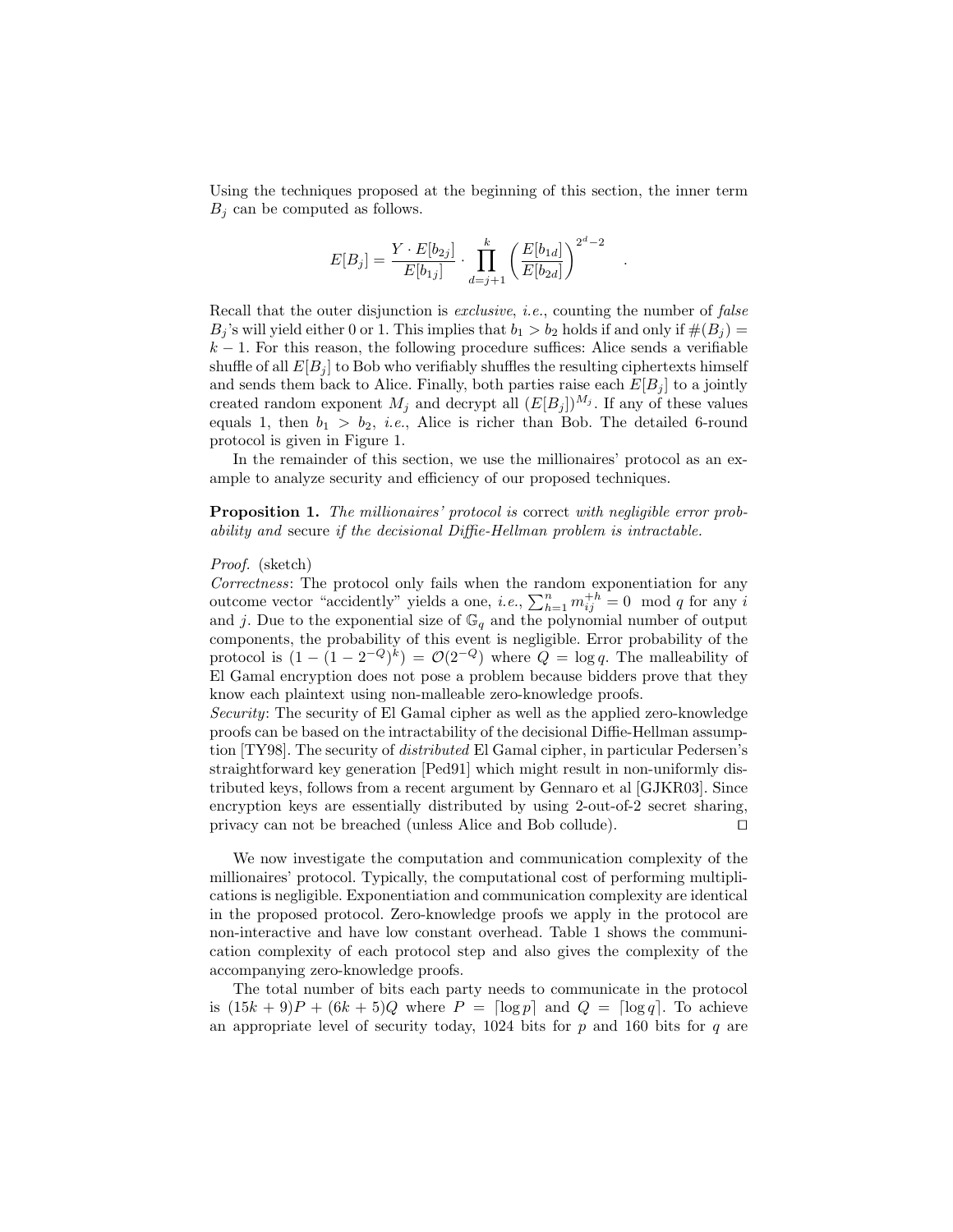Using the techniques proposed at the beginning of this section, the inner term $B_j$ can be computed as follows.

$$E[B_j] = \frac{Y \cdot E[b_{2j}]}{E[b_{1j}]} \cdot \prod_{d=j+1}^{k} \left( \frac{E[b_{1d}]}{E[b_{2d}]} \right)^{2^d - 2} \quad .$$

Recall that the outer disjunction is *exclusive*, *i.e.*, counting the number of *false* $B_j$'s will yield either 0 or 1. This implies that $b_1 > b_2$ holds if and only if $\#(B_j) = k - 1$. For this reason, the following procedure suffices: Alice sends a verifiable shuffle of all $E[B_j]$ to Bob who verifiably shuffles the resulting ciphertexts himself and sends them back to Alice. Finally, both parties raise each $E[B_j]$ to a jointly created random exponent $M_j$ and decrypt all $(E[B_j])^{M_j}$. If any of these values equals 1, then $b_1 > b_2$, *i.e.*, Alice is richer than Bob. The detailed 6-round protocol is given in Figure 1.

In the remainder of this section, we use the millionaires' protocol as an example to analyze security and efficiency of our proposed techniques.

**Proposition 1.** *The millionaires' protocol is* correct *with negligible error probability and* secure *if the decisional Diffie-Hellman problem is intractable.*

*Proof.* (sketch)
*Correctness*: The protocol only fails when the random exponentiation for any outcome vector "accidently" yields a one, *i.e.*, $\sum_{h=1}^{n} m_{ij}^{+h} = 0 \mod q$ for any $i$ and $j$. Due to the exponential size of $\mathbb{G}_q$ and the polynomial number of output components, the probability of this event is negligible. Error probability of the protocol is $(1 - (1 - 2^{-Q})^k) = \mathcal{O}(2^{-Q})$ where $Q = \log q$. The malleability of El Gamal encryption does not pose a problem because bidders prove that they know each plaintext using non-malleable zero-knowledge proofs.
*Security*: The security of El Gamal cipher as well as the applied zero-knowledge proofs can be based on the intractability of the decisional Diffie-Hellman assumption [TY98]. The security of *distributed* El Gamal cipher, in particular Pedersen's straightforward key generation [Ped91] which might result in non-uniformly distributed keys, follows from a recent argument by Gennaro et al [GJKR03]. Since encryption keys are essentially distributed by using 2-out-of-2 secret sharing, privacy can not be breached (unless Alice and Bob collude). ◻

We now investigate the computation and communication complexity of the millionaires' protocol. Typically, the computational cost of performing multiplications is negligible. Exponentiation and communication complexity are identical in the proposed protocol. Zero-knowledge proofs we apply in the protocol are non-interactive and have low constant overhead. Table 1 shows the communication complexity of each protocol step and also gives the complexity of the accompanying zero-knowledge proofs.

The total number of bits each party needs to communicate in the protocol is $(15k + 9)P + (6k + 5)Q$ where $P = \lceil \log p \rceil$ and $Q = \lceil \log q \rceil$. To achieve an appropriate level of security today, 1024 bits for $p$ and 160 bits for $q$ are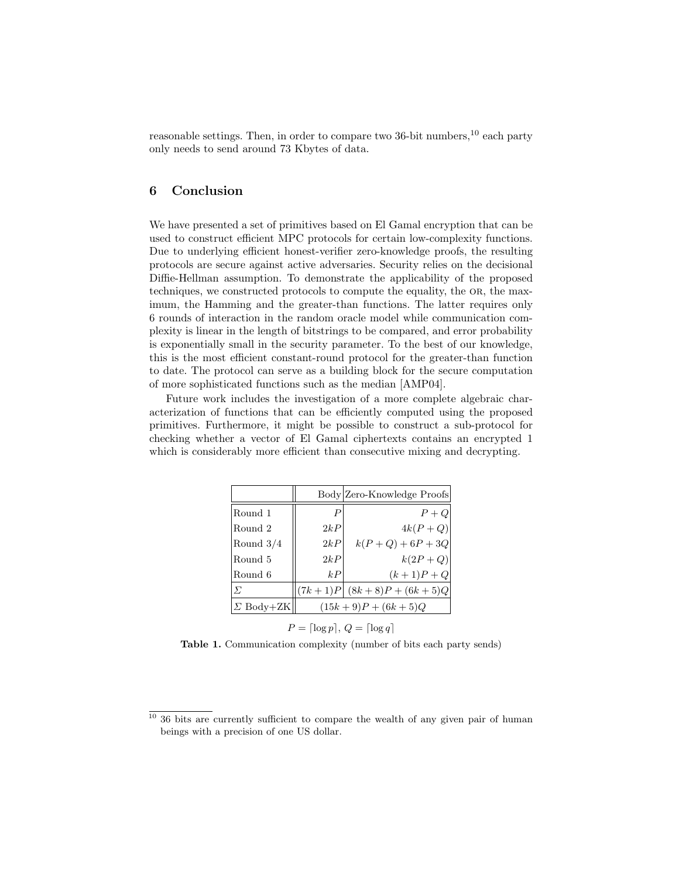reasonable settings. Then, in order to compare two 36-bit numbers,[10] each party only needs to send around 73 Kbytes of data.

## 6 Conclusion

We have presented a set of primitives based on El Gamal encryption that can be used to construct efficient MPC protocols for certain low-complexity functions. Due to underlying efficient honest-verifier zero-knowledge proofs, the resulting protocols are secure against active adversaries. Security relies on the decisional Diffie-Hellman assumption. To demonstrate the applicability of the proposed techniques, we constructed protocols to compute the equality, the OR, the maximum, the Hamming and the greater-than functions. The latter requires only 6 rounds of interaction in the random oracle model while communication complexity is linear in the length of bitstrings to be compared, and error probability is exponentially small in the security parameter. To the best of our knowledge, this is the most efficient constant-round protocol for the greater-than function to date. The protocol can serve as a building block for the secure computation of more sophisticated functions such as the median [AMP04].

Future work includes the investigation of a more complete algebraic characterization of functions that can be efficiently computed using the proposed primitives. Furthermore, it might be possible to construct a sub-protocol for checking whether a vector of El Gamal ciphertexts contains an encrypted 1 which is considerably more efficient than consecutive mixing and decrypting.

| | Body | Zero-Knowledge Proofs |
|---|---|---|
| Round 1 | $P$ | $P+Q$ |
| Round 2 | $2kP$ | $4k(P+Q)$ |
| Round 3/4 | $2kP$ | $k(P+Q)+6P+3Q$ |
| Round 5 | $2kP$ | $k(2P+Q)$ |
| Round 6 | $kP$ | $(k+1)P+Q$ |
| $\Sigma$ | $(7k+1)P$ | $(8k+8)P+(6k+5)Q$ |
| $\Sigma$ Body+ZK | $(15k+9)P+(6k+5)Q$ | |

$P = \lceil \log p \rceil$, $Q = \lceil \log q \rceil$

**Table 1.** Communication complexity (number of bits each party sends)

[10] 36 bits are currently sufficient to compare the wealth of any given pair of human beings with a precision of one US dollar.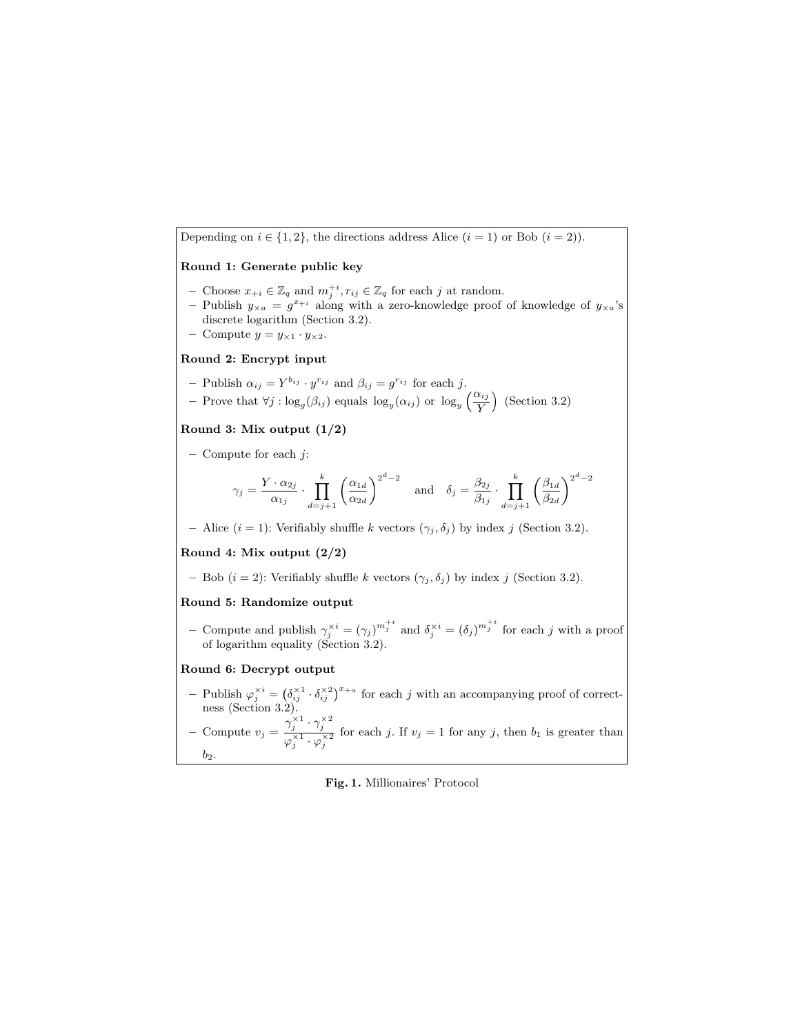Depending on $i \in \{1, 2\}$, the directions address Alice ($i = 1$) or Bob ($i = 2$)).

**Round 1: Generate public key**

- Choose $x_{+i} \in \mathbb{Z}_q$ and $m_j^{+i}, r_{ij} \in \mathbb{Z}_q$ for each $j$ at random.
- Publish $y_{\times a} = g^{x_{+i}}$ along with a zero-knowledge proof of knowledge of $y_{\times a}$'s discrete logarithm (Section 3.2).
- Compute $y = y_{\times 1} \cdot y_{\times 2}$.

**Round 2: Encrypt input**

- Publish $\alpha_{ij} = Y^{b_{ij}} \cdot y^{r_{ij}}$ and $\beta_{ij} = g^{r_{ij}}$ for each $j$.
- Prove that $\forall j : \log_g(\beta_{ij})$ equals $\log_y(\alpha_{ij})$ or $\log_y\left(\frac{\alpha_{ij}}{Y}\right)$ (Section 3.2)

**Round 3: Mix output (1/2)**

- Compute for each $j$:

$$\gamma_j = \frac{Y \cdot \alpha_{2j}}{\alpha_{1j}} \cdot \prod_{d=j+1}^{k} \left(\frac{\alpha_{1d}}{\alpha_{2d}}\right)^{2^d-2} \quad \text{and} \quad \delta_j = \frac{\beta_{2j}}{\beta_{1j}} \cdot \prod_{d=j+1}^{k} \left(\frac{\beta_{1d}}{\beta_{2d}}\right)^{2^d-2}$$

- Alice ($i = 1$): Verifiably shuffle $k$ vectors $(\gamma_j, \delta_j)$ by index $j$ (Section 3.2).

**Round 4: Mix output (2/2)**

- Bob ($i = 2$): Verifiably shuffle $k$ vectors $(\gamma_j, \delta_j)$ by index $j$ (Section 3.2).

**Round 5: Randomize output**

- Compute and publish $\gamma_j^{\times i} = (\gamma_j)^{m_j^{+i}}$ and $\delta_j^{\times i} = (\delta_j)^{m_j^{+i}}$ for each $j$ with a proof of logarithm equality (Section 3.2).

**Round 6: Decrypt output**

- Publish $\varphi_j^{\times i} = \left(\delta_{ij}^{\times 1} \cdot \delta_{ij}^{\times 2}\right)^{x_{+a}}$ for each $j$ with an accompanying proof of correctness (Section 3.2).
- Compute $v_j = \frac{\gamma_j^{\times 1} \cdot \gamma_j^{\times 2}}{\varphi_j^{\times 1} \cdot \varphi_j^{\times 2}}$ for each $j$. If $v_j = 1$ for any $j$, then $b_1$ is greater than $b_2$.

**Fig. 1.** Millionaires' Protocol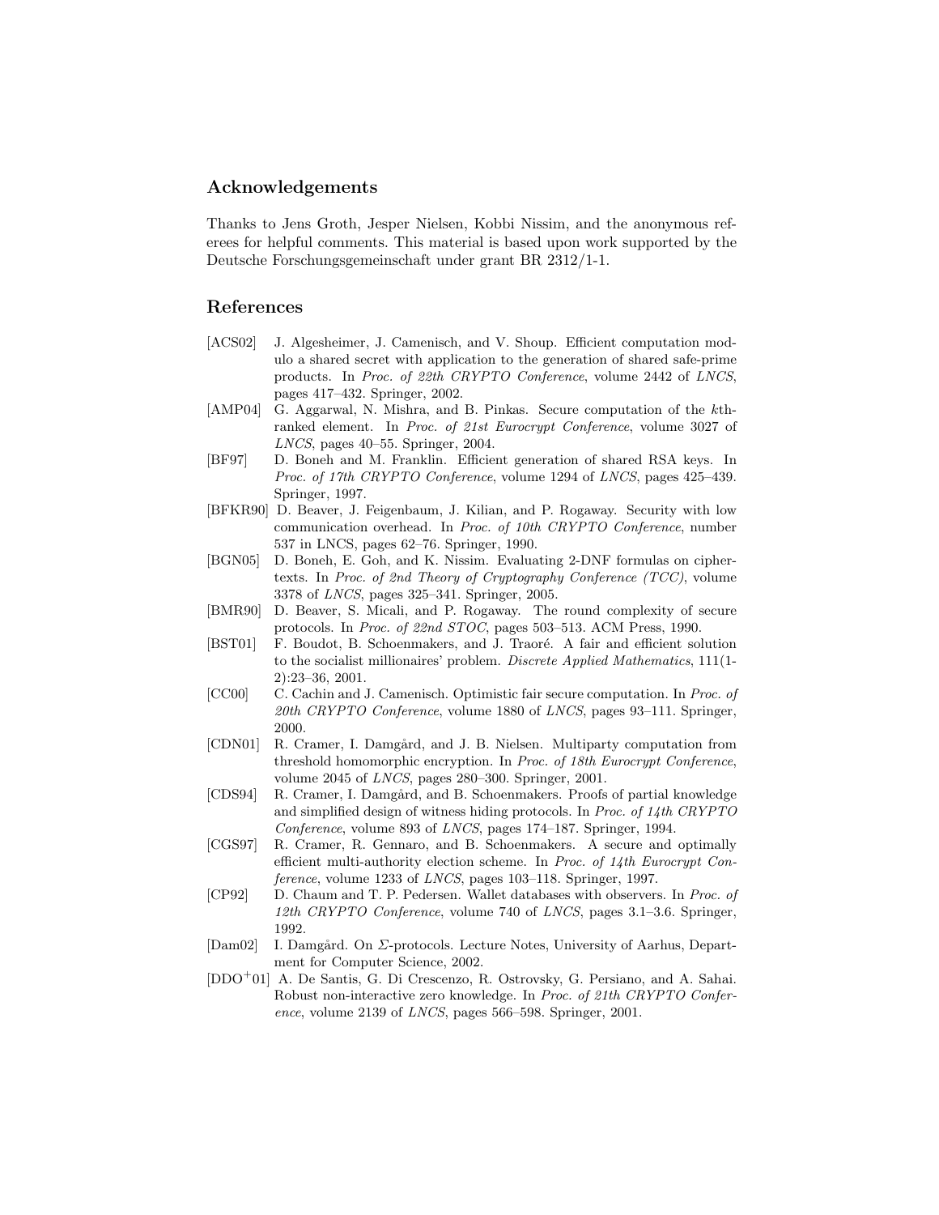## Acknowledgements

Thanks to Jens Groth, Jesper Nielsen, Kobbi Nissim, and the anonymous referees for helpful comments. This material is based upon work supported by the Deutsche Forschungsgemeinschaft under grant BR 2312/1-1.

## References

- [ACS02] J. Algesheimer, J. Camenisch, and V. Shoup. Efficient computation modulo a shared secret with application to the generation of shared safe-prime products. In *Proc. of 22th CRYPTO Conference*, volume 2442 of *LNCS*, pages 417–432. Springer, 2002.
- [AMP04] G. Aggarwal, N. Mishra, and B. Pinkas. Secure computation of the $k$th-ranked element. In *Proc. of 21st Eurocrypt Conference*, volume 3027 of *LNCS*, pages 40–55. Springer, 2004.
- [BF97] D. Boneh and M. Franklin. Efficient generation of shared RSA keys. In *Proc. of 17th CRYPTO Conference*, volume 1294 of *LNCS*, pages 425–439. Springer, 1997.
- [BFKR90] D. Beaver, J. Feigenbaum, J. Kilian, and P. Rogaway. Security with low communication overhead. In *Proc. of 10th CRYPTO Conference*, number 537 in LNCS, pages 62–76. Springer, 1990.
- [BGN05] D. Boneh, E. Goh, and K. Nissim. Evaluating 2-DNF formulas on ciphertexts. In *Proc. of 2nd Theory of Cryptography Conference (TCC)*, volume 3378 of *LNCS*, pages 325–341. Springer, 2005.
- [BMR90] D. Beaver, S. Micali, and P. Rogaway. The round complexity of secure protocols. In *Proc. of 22nd STOC*, pages 503–513. ACM Press, 1990.
- [BST01] F. Boudot, B. Schoenmakers, and J. Traoré. A fair and efficient solution to the socialist millionaires' problem. *Discrete Applied Mathematics*, 111(1-2):23–36, 2001.
- [CC00] C. Cachin and J. Camenisch. Optimistic fair secure computation. In *Proc. of 20th CRYPTO Conference*, volume 1880 of *LNCS*, pages 93–111. Springer, 2000.
- [CDN01] R. Cramer, I. Damgård, and J. B. Nielsen. Multiparty computation from threshold homomorphic encryption. In *Proc. of 18th Eurocrypt Conference*, volume 2045 of *LNCS*, pages 280–300. Springer, 2001.
- [CDS94] R. Cramer, I. Damgård, and B. Schoenmakers. Proofs of partial knowledge and simplified design of witness hiding protocols. In *Proc. of 14th CRYPTO Conference*, volume 893 of *LNCS*, pages 174–187. Springer, 1994.
- [CGS97] R. Cramer, R. Gennaro, and B. Schoenmakers. A secure and optimally efficient multi-authority election scheme. In *Proc. of 14th Eurocrypt Conference*, volume 1233 of *LNCS*, pages 103–118. Springer, 1997.
- [CP92] D. Chaum and T. P. Pedersen. Wallet databases with observers. In *Proc. of 12th CRYPTO Conference*, volume 740 of *LNCS*, pages 3.1–3.6. Springer, 1992.
- [Dam02] I. Damgård. On $\Sigma$-protocols. Lecture Notes, University of Aarhus, Department for Computer Science, 2002.
- [DDO+01] A. De Santis, G. Di Crescenzo, R. Ostrovsky, G. Persiano, and A. Sahai. Robust non-interactive zero knowledge. In *Proc. of 21th CRYPTO Conference*, volume 2139 of *LNCS*, pages 566–598. Springer, 2001.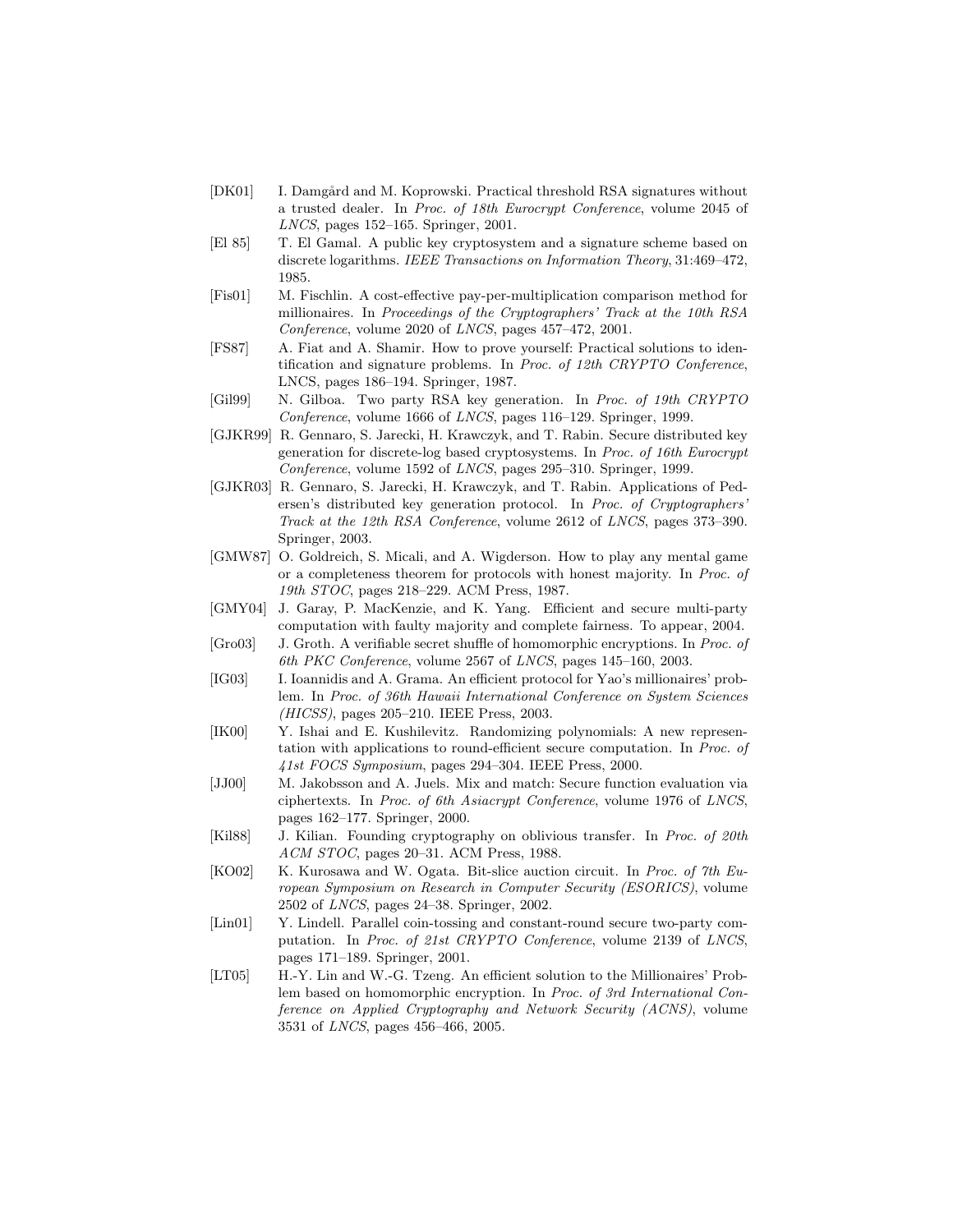[DK01] I. Damgård and M. Koprowski. Practical threshold RSA signatures without a trusted dealer. In *Proc. of 18th Eurocrypt Conference*, volume 2045 of *LNCS*, pages 152–165. Springer, 2001.

[El 85] T. El Gamal. A public key cryptosystem and a signature scheme based on discrete logarithms. *IEEE Transactions on Information Theory*, 31:469–472, 1985.

[Fis01] M. Fischlin. A cost-effective pay-per-multiplication comparison method for millionaires. In *Proceedings of the Cryptographers' Track at the 10th RSA Conference*, volume 2020 of *LNCS*, pages 457–472, 2001.

[FS87] A. Fiat and A. Shamir. How to prove yourself: Practical solutions to identification and signature problems. In *Proc. of 12th CRYPTO Conference*, LNCS, pages 186–194. Springer, 1987.

[Gil99] N. Gilboa. Two party RSA key generation. In *Proc. of 19th CRYPTO Conference*, volume 1666 of *LNCS*, pages 116–129. Springer, 1999.

[GJKR99] R. Gennaro, S. Jarecki, H. Krawczyk, and T. Rabin. Secure distributed key generation for discrete-log based cryptosystems. In *Proc. of 16th Eurocrypt Conference*, volume 1592 of *LNCS*, pages 295–310. Springer, 1999.

[GJKR03] R. Gennaro, S. Jarecki, H. Krawczyk, and T. Rabin. Applications of Pedersen's distributed key generation protocol. In *Proc. of Cryptographers' Track at the 12th RSA Conference*, volume 2612 of *LNCS*, pages 373–390. Springer, 2003.

[GMW87] O. Goldreich, S. Micali, and A. Wigderson. How to play any mental game or a completeness theorem for protocols with honest majority. In *Proc. of 19th STOC*, pages 218–229. ACM Press, 1987.

[GMY04] J. Garay, P. MacKenzie, and K. Yang. Efficient and secure multi-party computation with faulty majority and complete fairness. To appear, 2004.

[Gro03] J. Groth. A verifiable secret shuffle of homomorphic encryptions. In *Proc. of 6th PKC Conference*, volume 2567 of *LNCS*, pages 145–160, 2003.

[IG03] I. Ioannidis and A. Grama. An efficient protocol for Yao's millionaires' problem. In *Proc. of 36th Hawaii International Conference on System Sciences (HICSS)*, pages 205–210. IEEE Press, 2003.

[IK00] Y. Ishai and E. Kushilevitz. Randomizing polynomials: A new representation with applications to round-efficient secure computation. In *Proc. of 41st FOCS Symposium*, pages 294–304. IEEE Press, 2000.

[JJ00] M. Jakobsson and A. Juels. Mix and match: Secure function evaluation via ciphertexts. In *Proc. of 6th Asiacrypt Conference*, volume 1976 of *LNCS*, pages 162–177. Springer, 2000.

[Kil88] J. Kilian. Founding cryptography on oblivious transfer. In *Proc. of 20th ACM STOC*, pages 20–31. ACM Press, 1988.

[KO02] K. Kurosawa and W. Ogata. Bit-slice auction circuit. In *Proc. of 7th European Symposium on Research in Computer Security (ESORICS)*, volume 2502 of *LNCS*, pages 24–38. Springer, 2002.

[Lin01] Y. Lindell. Parallel coin-tossing and constant-round secure two-party computation. In *Proc. of 21st CRYPTO Conference*, volume 2139 of *LNCS*, pages 171–189. Springer, 2001.

[LT05] H.-Y. Lin and W.-G. Tzeng. An efficient solution to the Millionaires' Problem based on homomorphic encryption. In *Proc. of 3rd International Conference on Applied Cryptography and Network Security (ACNS)*, volume 3531 of *LNCS*, pages 456–466, 2005.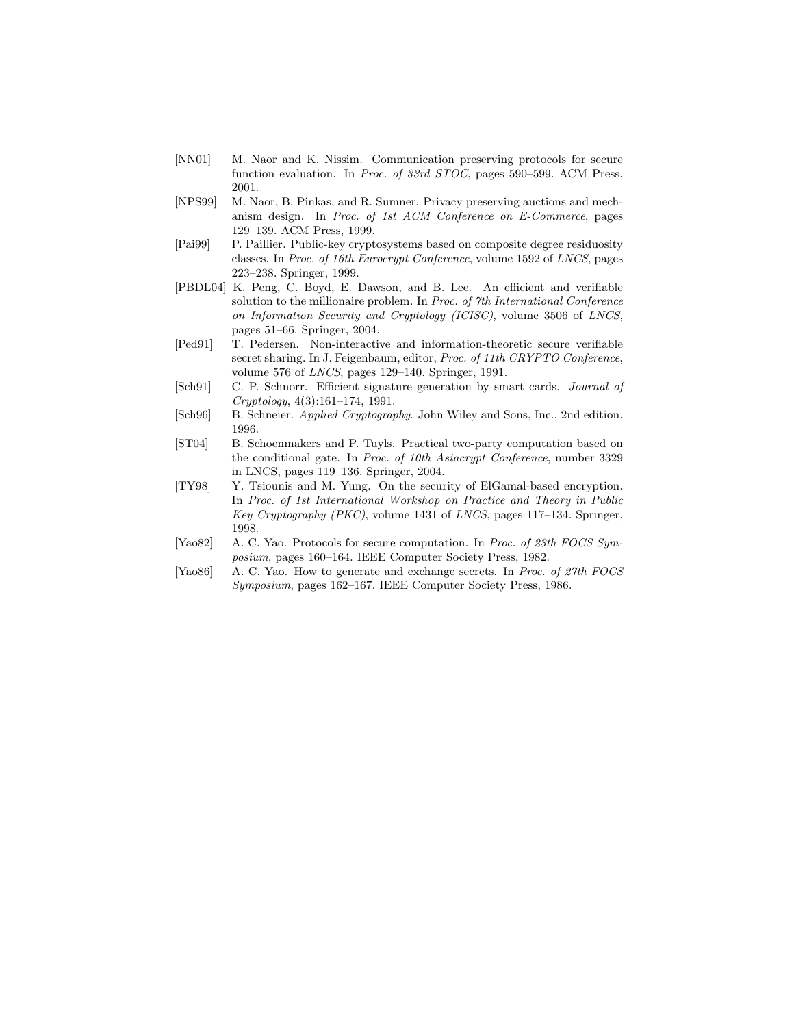- [NN01] M. Naor and K. Nissim. Communication preserving protocols for secure function evaluation. In *Proc. of 33rd STOC*, pages 590–599. ACM Press, 2001.
- [NPS99] M. Naor, B. Pinkas, and R. Sumner. Privacy preserving auctions and mechanism design. In *Proc. of 1st ACM Conference on E-Commerce*, pages 129–139. ACM Press, 1999.
- [Pai99] P. Paillier. Public-key cryptosystems based on composite degree residuosity classes. In *Proc. of 16th Eurocrypt Conference*, volume 1592 of *LNCS*, pages 223–238. Springer, 1999.
- [PBDL04] K. Peng, C. Boyd, E. Dawson, and B. Lee. An efficient and verifiable solution to the millionaire problem. In *Proc. of 7th International Conference on Information Security and Cryptology (ICISC)*, volume 3506 of *LNCS*, pages 51–66. Springer, 2004.
- [Ped91] T. Pedersen. Non-interactive and information-theoretic secure verifiable secret sharing. In J. Feigenbaum, editor, *Proc. of 11th CRYPTO Conference*, volume 576 of *LNCS*, pages 129–140. Springer, 1991.
- [Sch91] C. P. Schnorr. Efficient signature generation by smart cards. *Journal of Cryptology*, 4(3):161–174, 1991.
- [Sch96] B. Schneier. *Applied Cryptography*. John Wiley and Sons, Inc., 2nd edition, 1996.
- [ST04] B. Schoenmakers and P. Tuyls. Practical two-party computation based on the conditional gate. In *Proc. of 10th Asiacrypt Conference*, number 3329 in LNCS, pages 119–136. Springer, 2004.
- [TY98] Y. Tsiounis and M. Yung. On the security of ElGamal-based encryption. In *Proc. of 1st International Workshop on Practice and Theory in Public Key Cryptography (PKC)*, volume 1431 of *LNCS*, pages 117–134. Springer, 1998.
- [Yao82] A. C. Yao. Protocols for secure computation. In *Proc. of 23th FOCS Symposium*, pages 160–164. IEEE Computer Society Press, 1982.
- [Yao86] A. C. Yao. How to generate and exchange secrets. In *Proc. of 27th FOCS Symposium*, pages 162–167. IEEE Computer Society Press, 1986.